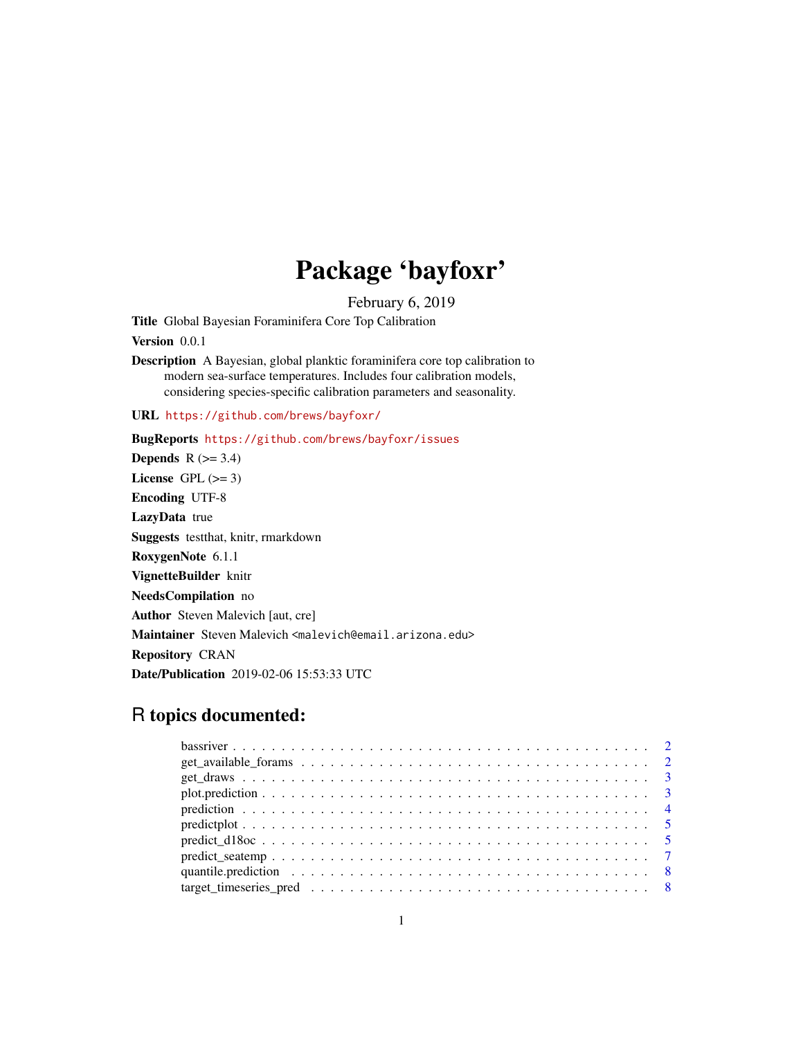# Package 'bayfoxr'

February 6, 2019

**Title** Global Bayesian Foraminifera Core Top Calibration

**Version** 0.0.1

**Description** A Bayesian, global planktic foraminifera core top calibration to modern sea-surface temperatures. Includes four calibration models, considering species-specific calibration parameters and seasonality.

**URL** https://github.com/brews/bayfoxr/

**BugReports** https://github.com/brews/bayfoxr/issues

**Depends** R (>= 3.4)

**License** GPL (>= 3)

**Encoding** UTF-8

**LazyData** true

**Suggests** testthat, knitr, rmarkdown

**RoxygenNote** 6.1.1

**VignetteBuilder** knitr

**NeedsCompilation** no

**Author** Steven Malevich [aut, cre]

**Maintainer** Steven Malevich <malevich@email.arizona.edu>

**Repository** CRAN

**Date/Publication** 2019-02-06 15:53:33 UTC

## R topics documented:

- bassriver . . . 2
- get_available_forams . . . 2
- get_draws . . . 3
- plot.prediction . . . 3
- prediction . . . 4
- predictplot . . . 5
- predict_d18oc . . . 5
- predict_seatemp . . . 7
- quantile.prediction . . . 8
- target_timeseries_pred . . . 8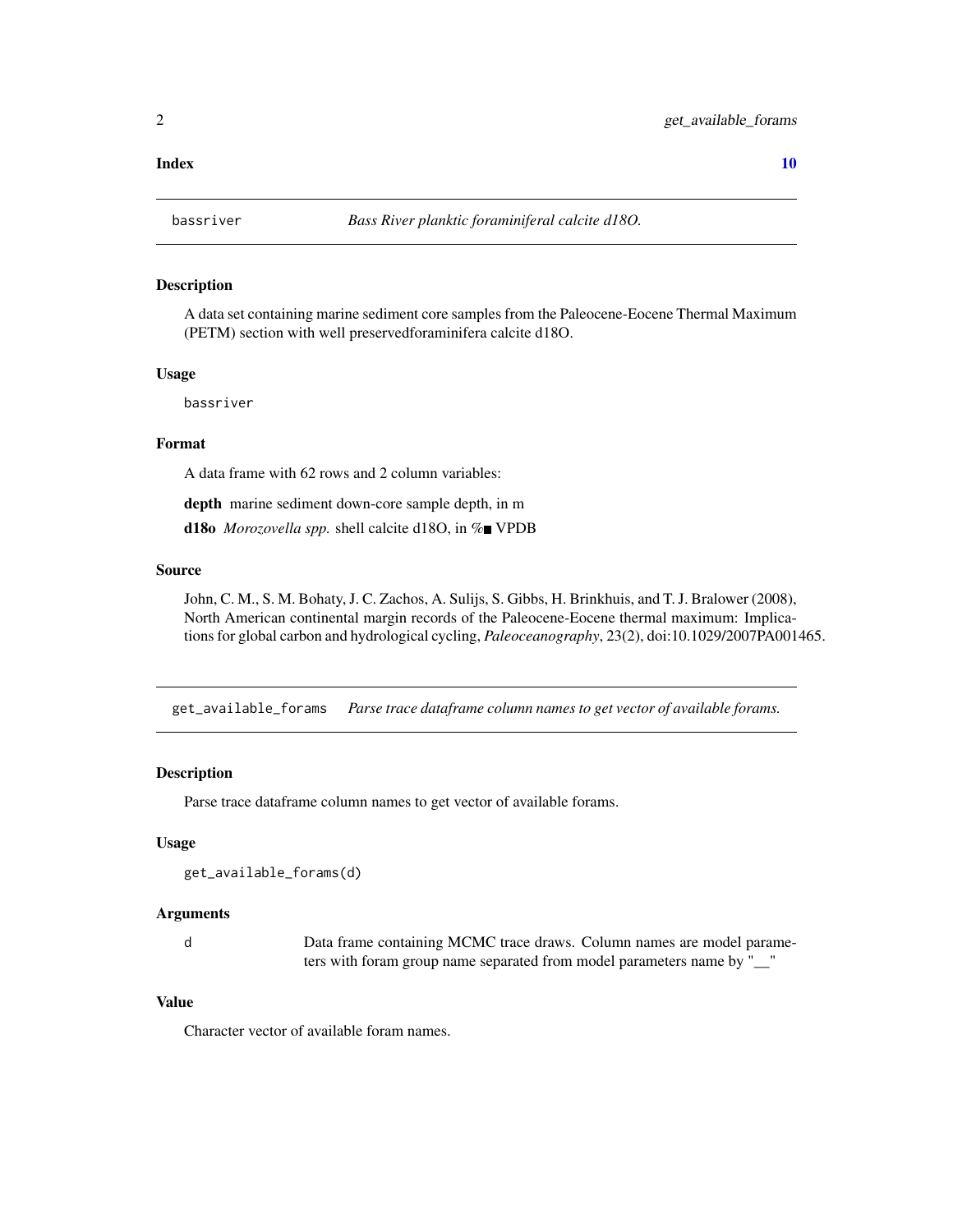**Index** 10

## bassriver — *Bass River planktic foraminiferal calcite d18O.*

### Description

A data set containing marine sediment core samples from the Paleocene-Eocene Thermal Maximum (PETM) section with well preservedforaminifera calcite d18O.

### Usage

```
bassriver
```

### Format

A data frame with 62 rows and 2 column variables:

**depth** marine sediment down-core sample depth, in m

**d18o** *Morozovella spp.* shell calcite d18O, in %■ VPDB

### Source

John, C. M., S. M. Bohaty, J. C. Zachos, A. Sulijs, S. Gibbs, H. Brinkhuis, and T. J. Bralower (2008), North American continental margin records of the Paleocene-Eocene thermal maximum: Implications for global carbon and hydrological cycling, *Paleoceanography*, 23(2), doi:10.1029/2007PA001465.

## get_available_forams — *Parse trace dataframe column names to get vector of available forams.*

### Description

Parse trace dataframe column names to get vector of available forams.

### Usage

```
get_available_forams(d)
```

### Arguments

| | |
|---|---|
| d | Data frame containing MCMC trace draws. Column names are model parameters with foram group name separated from model parameters name by "__" |

### Value

Character vector of available foram names.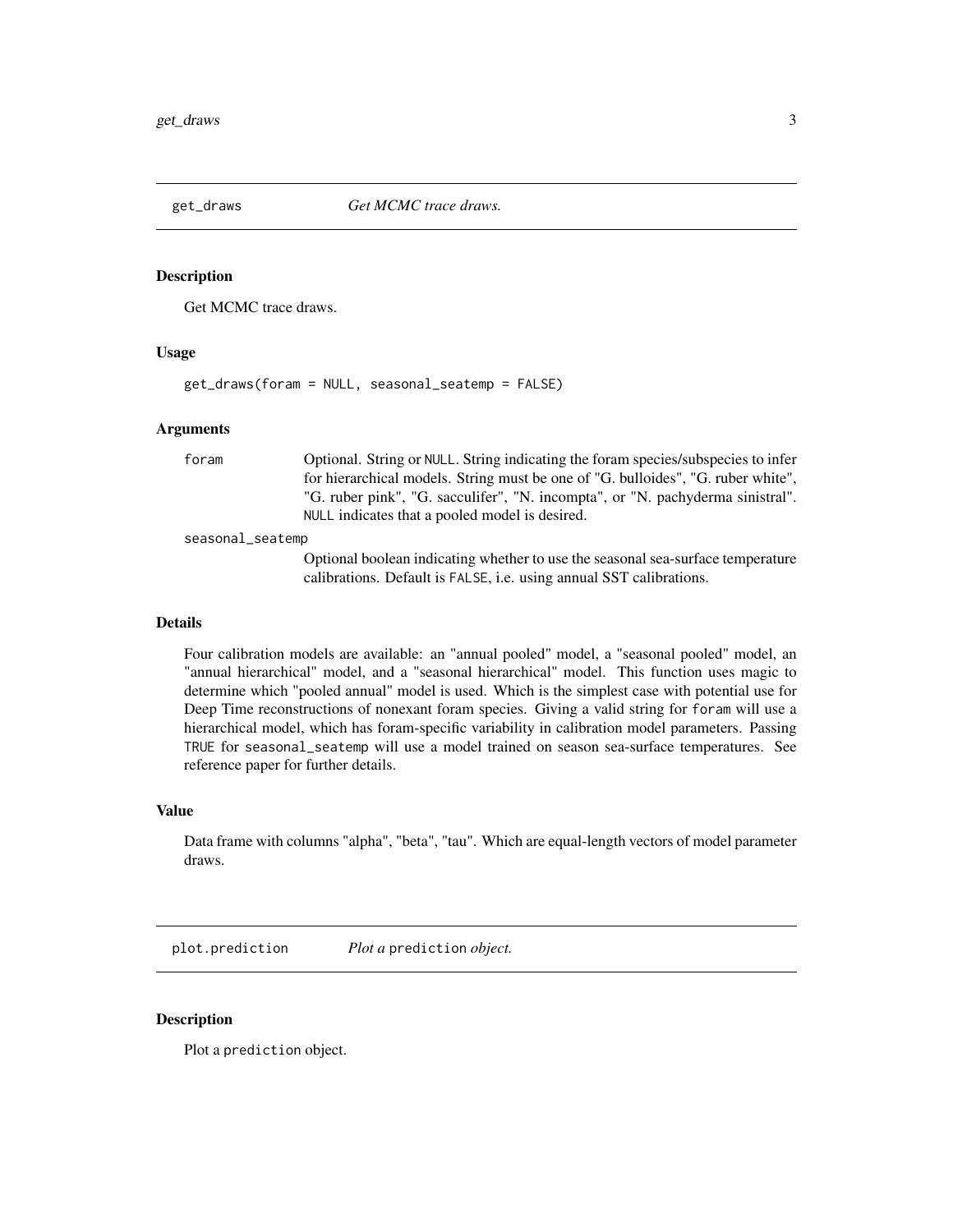## get_draws — *Get MCMC trace draws.*

### Description

Get MCMC trace draws.

### Usage

```
get_draws(foram = NULL, seasonal_seatemp = FALSE)
```

### Arguments

| | |
|---|---|
| `foram` | Optional. String or `NULL`. String indicating the foram species/subspecies to infer for hierarchical models. String must be one of "G. bulloides", "G. ruber white", "G. ruber pink", "G. sacculifer", "N. incompta", or "N. pachyderma sinistral". `NULL` indicates that a pooled model is desired. |
| `seasonal_seatemp` | Optional boolean indicating whether to use the seasonal sea-surface temperature calibrations. Default is `FALSE`, i.e. using annual SST calibrations. |

### Details

Four calibration models are available: an "annual pooled" model, a "seasonal pooled" model, an "annual hierarchical" model, and a "seasonal hierarchical" model. This function uses magic to determine which "pooled annual" model is used. Which is the simplest case with potential use for Deep Time reconstructions of nonexant foram species. Giving a valid string for `foram` will use a hierarchical model, which has foram-specific variability in calibration model parameters. Passing `TRUE` for `seasonal_seatemp` will use a model trained on season sea-surface temperatures. See reference paper for further details.

### Value

Data frame with columns "alpha", "beta", "tau". Which are equal-length vectors of model parameter draws.

## plot.prediction — *Plot a* `prediction` *object.*

### Description

Plot a `prediction` object.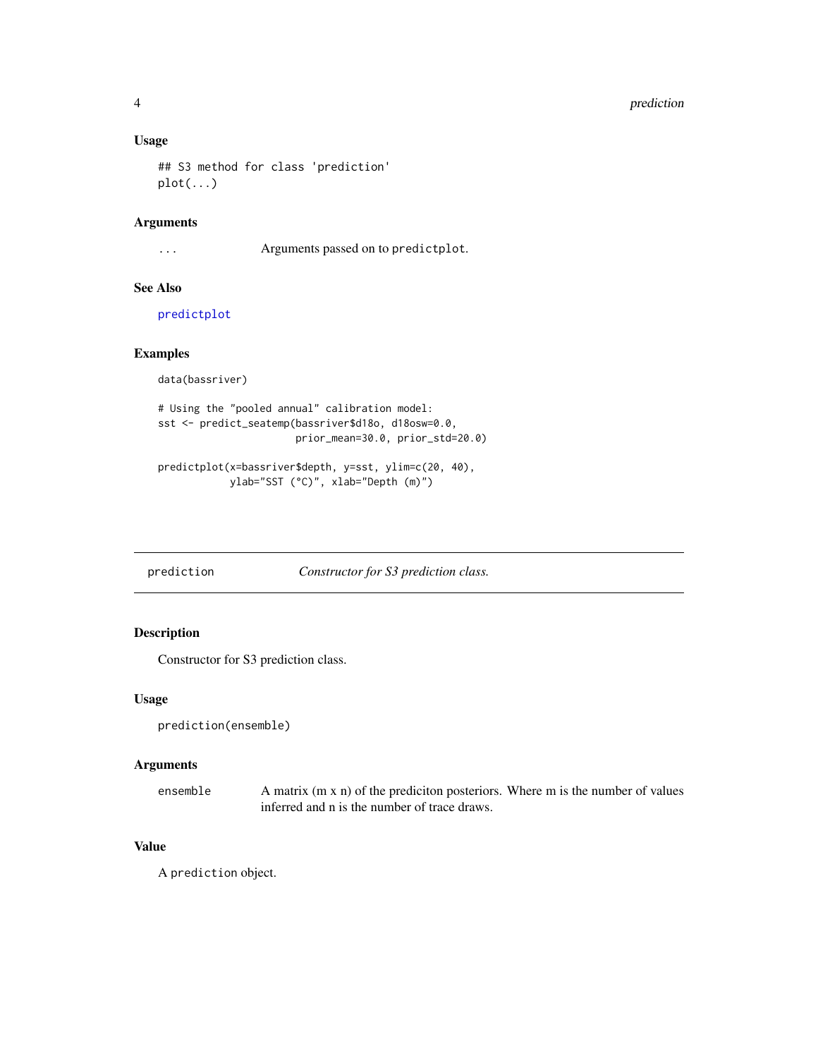### Usage

```
## S3 method for class 'prediction'
plot(...)
```

### Arguments

| | |
|---|---|
| ... | Arguments passed on to predictplot. |

### See Also

predictplot

### Examples

```
data(bassriver)

# Using the "pooled annual" calibration model:
sst <- predict_seatemp(bassriver$d18o, d18osw=0.0,
                       prior_mean=30.0, prior_std=20.0)

predictplot(x=bassriver$depth, y=sst, ylim=c(20, 40),
            ylab="SST (°C)", xlab="Depth (m)")
```

---

## prediction — *Constructor for S3 prediction class.*

### Description

Constructor for S3 prediction class.

### Usage

```
prediction(ensemble)
```

### Arguments

| | |
|---|---|
| ensemble | A matrix (m x n) of the prediciton posteriors. Where m is the number of values inferred and n is the number of trace draws. |

### Value

A prediction object.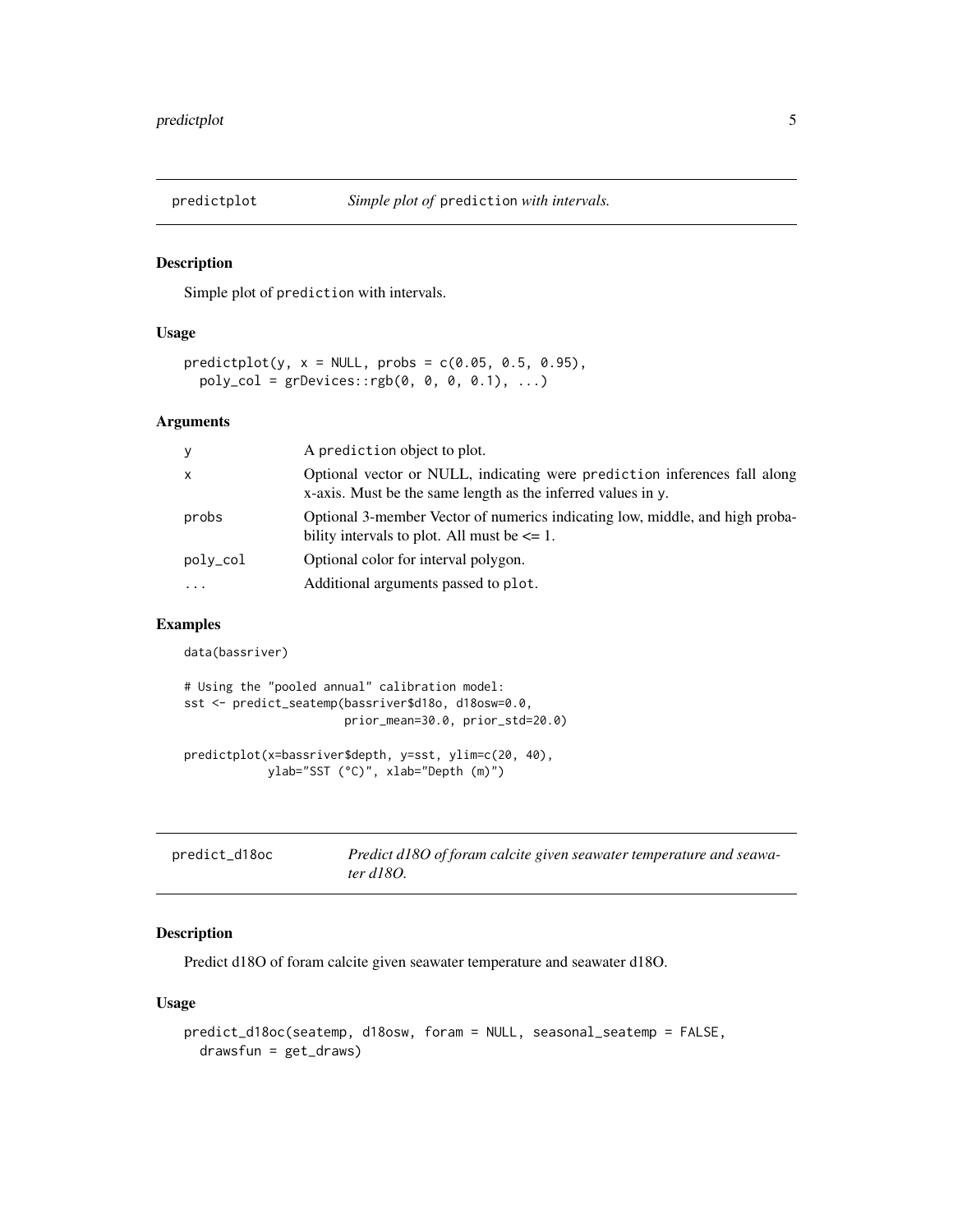## predictplot — *Simple plot of* `prediction` *with intervals.*

### Description

Simple plot of `prediction` with intervals.

### Usage

```
predictplot(y, x = NULL, probs = c(0.05, 0.5, 0.95),
  poly_col = grDevices::rgb(0, 0, 0, 0.1), ...)
```

### Arguments

| | |
|---|---|
| y | A `prediction` object to plot. |
| x | Optional vector or NULL, indicating were `prediction` inferences fall along x-axis. Must be the same length as the inferred values in `y`. |
| probs | Optional 3-member Vector of numerics indicating low, middle, and high probability intervals to plot. All must be <= 1. |
| poly_col | Optional color for interval polygon. |
| ... | Additional arguments passed to `plot`. |

### Examples

```
data(bassriver)

# Using the "pooled annual" calibration model:
sst <- predict_seatemp(bassriver$d18o, d18osw=0.0,
                       prior_mean=30.0, prior_std=20.0)

predictplot(x=bassriver$depth, y=sst, ylim=c(20, 40),
            ylab="SST (°C)", xlab="Depth (m)")
```

## predict_d18oc — *Predict d18O of foram calcite given seawater temperature and seawater d18O.*

### Description

Predict d18O of foram calcite given seawater temperature and seawater d18O.

### Usage

```
predict_d18oc(seatemp, d18osw, foram = NULL, seasonal_seatemp = FALSE,
  drawsfun = get_draws)
```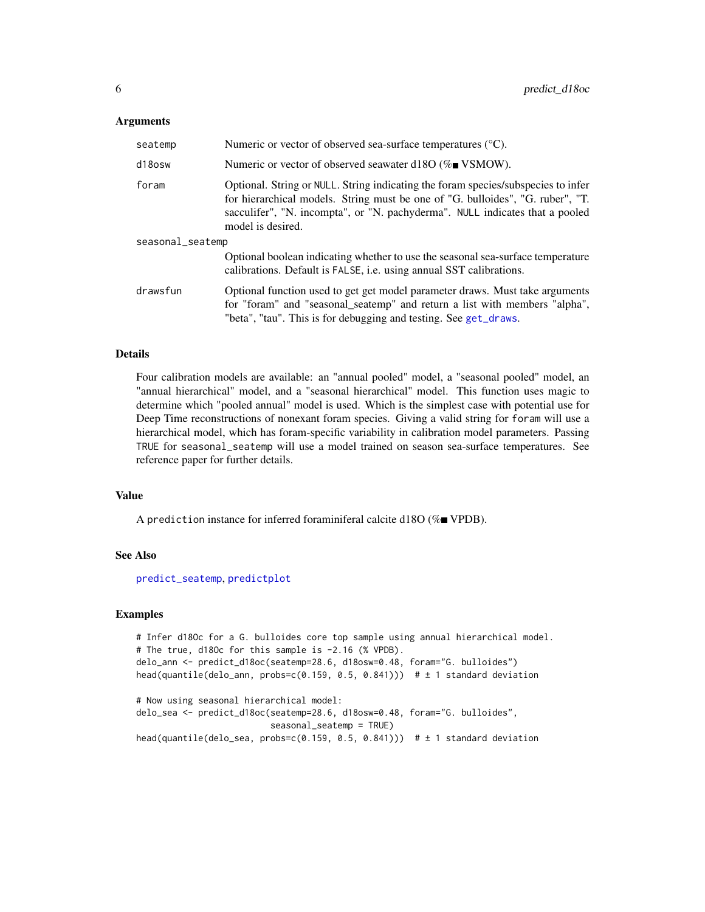### Arguments

- `seatemp` — Numeric or vector of observed sea-surface temperatures (°C).
- `d18osw` — Numeric or vector of observed seawater d18O (‰ VSMOW).
- `foram` — Optional. String or `NULL`. String indicating the foram species/subspecies to infer for hierarchical models. String must be one of "G. bulloides", "G. ruber", "T. sacculifer", "N. incompta", or "N. pachyderma". `NULL` indicates that a pooled model is desired.
- `seasonal_seatemp` — Optional boolean indicating whether to use the seasonal sea-surface temperature calibrations. Default is `FALSE`, i.e. using annual SST calibrations.
- `drawsfun` — Optional function used to get get model parameter draws. Must take arguments for "foram" and "seasonal_seatemp" and return a list with members "alpha", "beta", "tau". This is for debugging and testing. See get_draws.

### Details

Four calibration models are available: an "annual pooled" model, a "seasonal pooled" model, an "annual hierarchical" model, and a "seasonal hierarchical" model. This function uses magic to determine which "pooled annual" model is used. Which is the simplest case with potential use for Deep Time reconstructions of nonexant foram species. Giving a valid string for `foram` will use a hierarchical model, which has foram-specific variability in calibration model parameters. Passing `TRUE` for `seasonal_seatemp` will use a model trained on season sea-surface temperatures. See reference paper for further details.

### Value

A `prediction` instance for inferred foraminiferal calcite d18O (‰ VPDB).

### See Also

predict_seatemp, predictplot

### Examples

```
# Infer d18Oc for a G. bulloides core top sample using annual hierarchical model.
# The true, d18Oc for this sample is -2.16 (% VPDB).
delo_ann <- predict_d18oc(seatemp=28.6, d18osw=0.48, foram="G. bulloides")
head(quantile(delo_ann, probs=c(0.159, 0.5, 0.841)))  # ± 1 standard deviation

# Now using seasonal hierarchical model:
delo_sea <- predict_d18oc(seatemp=28.6, d18osw=0.48, foram="G. bulloides",
                          seasonal_seatemp = TRUE)
head(quantile(delo_sea, probs=c(0.159, 0.5, 0.841)))  # ± 1 standard deviation
```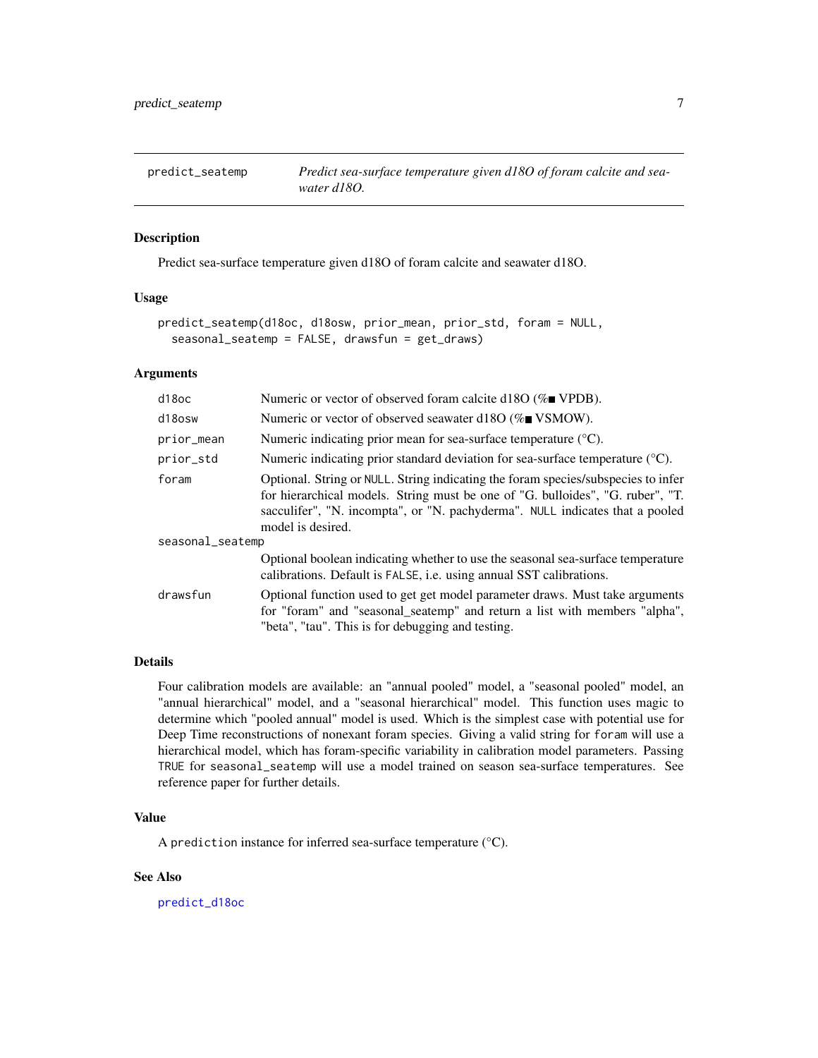## predict_seatemp — *Predict sea-surface temperature given d18O of foram calcite and seawater d18O.*

### Description

Predict sea-surface temperature given d18O of foram calcite and seawater d18O.

### Usage

```
predict_seatemp(d18oc, d18osw, prior_mean, prior_std, foram = NULL,
  seasonal_seatemp = FALSE, drawsfun = get_draws)
```

### Arguments

| | |
|---|---|
| d18oc | Numeric or vector of observed foram calcite d18O (%■ VPDB). |
| d18osw | Numeric or vector of observed seawater d18O (%■ VSMOW). |
| prior_mean | Numeric indicating prior mean for sea-surface temperature (°C). |
| prior_std | Numeric indicating prior standard deviation for sea-surface temperature (°C). |
| foram | Optional. String or NULL. String indicating the foram species/subspecies to infer for hierarchical models. String must be one of "G. bulloides", "G. ruber", "T. sacculifer", "N. incompta", or "N. pachyderma". NULL indicates that a pooled model is desired. |
| seasonal_seatemp | Optional boolean indicating whether to use the seasonal sea-surface temperature calibrations. Default is FALSE, i.e. using annual SST calibrations. |
| drawsfun | Optional function used to get get model parameter draws. Must take arguments for "foram" and "seasonal_seatemp" and return a list with members "alpha", "beta", "tau". This is for debugging and testing. |

### Details

Four calibration models are available: an "annual pooled" model, a "seasonal pooled" model, an "annual hierarchical" model, and a "seasonal hierarchical" model. This function uses magic to determine which "pooled annual" model is used. Which is the simplest case with potential use for Deep Time reconstructions of nonexant foram species. Giving a valid string for foram will use a hierarchical model, which has foram-specific variability in calibration model parameters. Passing TRUE for seasonal_seatemp will use a model trained on season sea-surface temperatures. See reference paper for further details.

### Value

A prediction instance for inferred sea-surface temperature (°C).

### See Also

predict_d18oc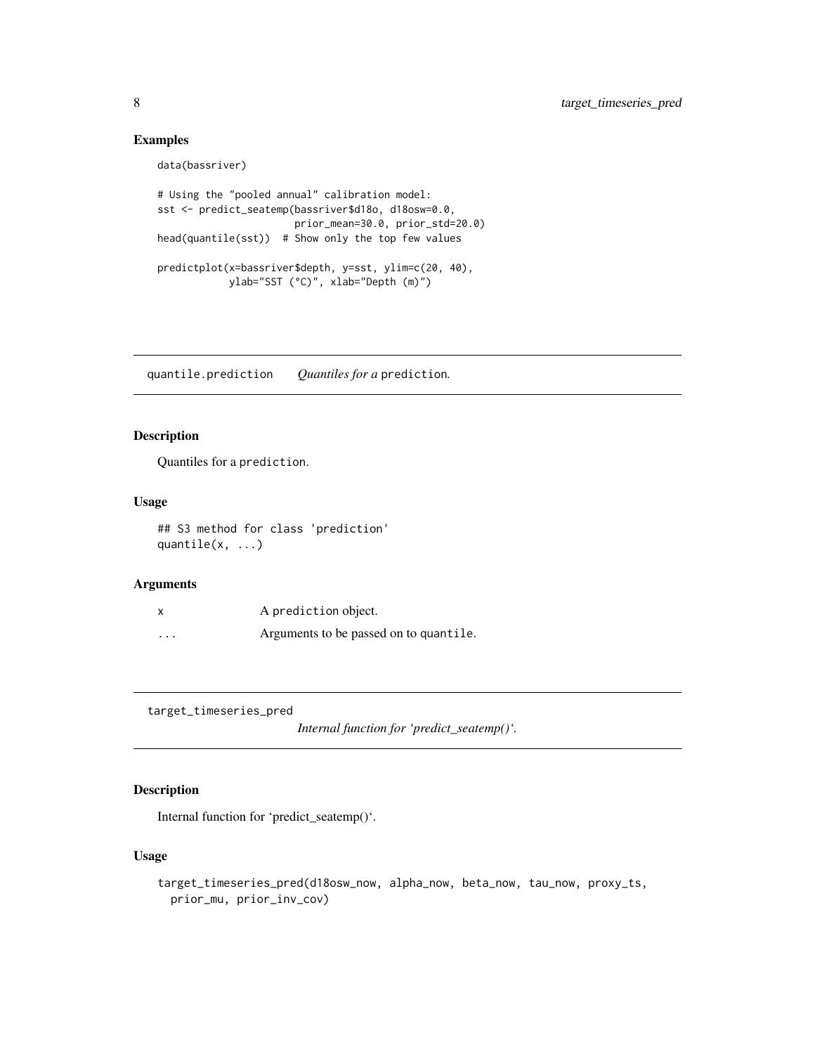## Examples

```
data(bassriver)

# Using the "pooled annual" calibration model:
sst <- predict_seatemp(bassriver$d18o, d18osw=0.0,
                       prior_mean=30.0, prior_std=20.0)
head(quantile(sst))  # Show only the top few values

predictplot(x=bassriver$depth, y=sst, ylim=c(20, 40),
            ylab="SST (°C)", xlab="Depth (m)")
```

---

# quantile.prediction *Quantiles for a* prediction.

## Description

Quantiles for a `prediction`.

## Usage

```
## S3 method for class 'prediction'
quantile(x, ...)
```

## Arguments

| | |
|---|---|
| x | A `prediction` object. |
| ... | Arguments to be passed on to `quantile`. |

---

# target_timeseries_pred *Internal function for 'predict_seatemp()'.*

## Description

Internal function for 'predict_seatemp()'.

## Usage

```
target_timeseries_pred(d18osw_now, alpha_now, beta_now, tau_now, proxy_ts,
  prior_mu, prior_inv_cov)
```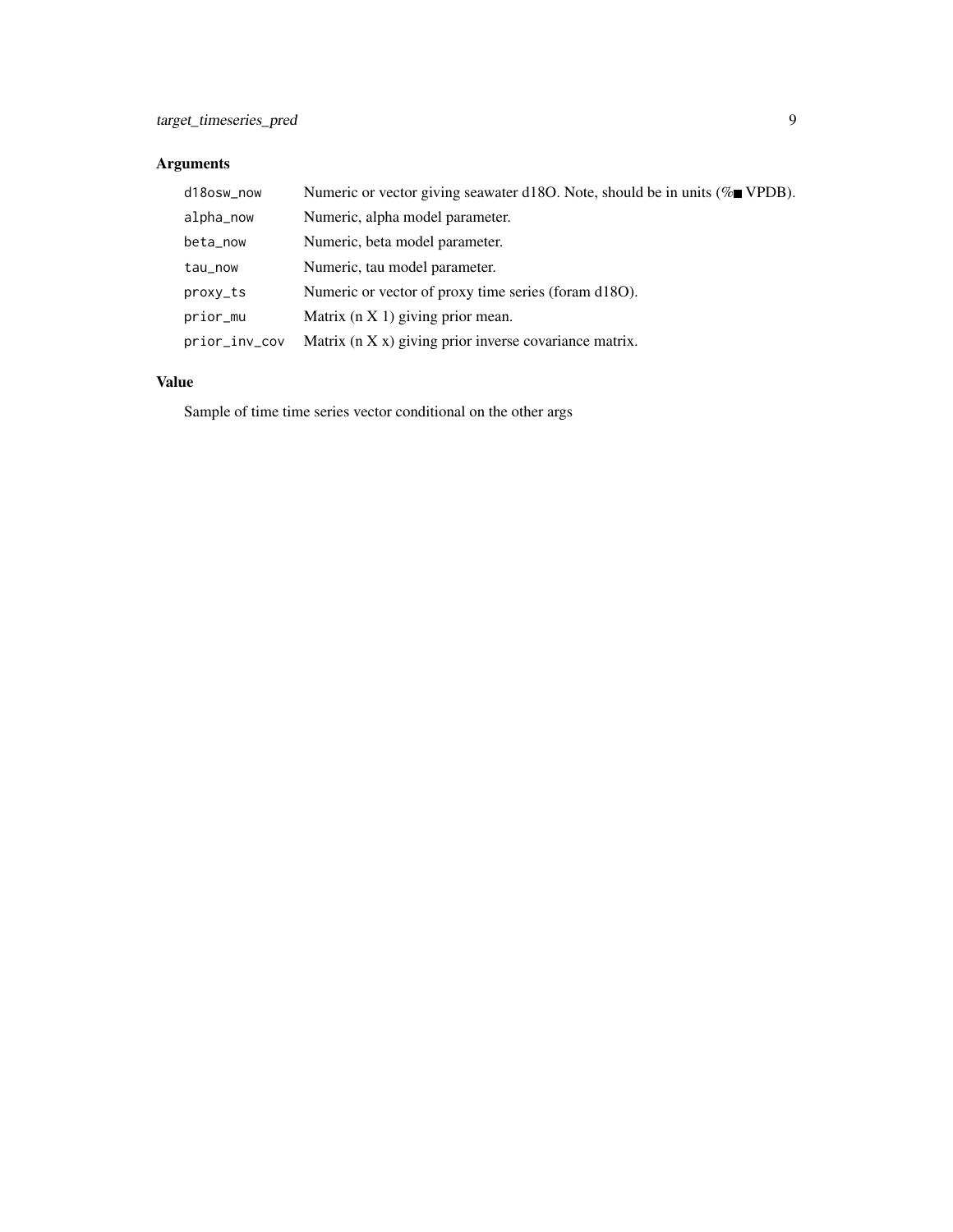## Arguments

| | |
|---|---|
| d18osw_now | Numeric or vector giving seawater d18O. Note, should be in units (%■ VPDB). |
| alpha_now | Numeric, alpha model parameter. |
| beta_now | Numeric, beta model parameter. |
| tau_now | Numeric, tau model parameter. |
| proxy_ts | Numeric or vector of proxy time series (foram d18O). |
| prior_mu | Matrix (n X 1) giving prior mean. |
| prior_inv_cov | Matrix (n X x) giving prior inverse covariance matrix. |

## Value

Sample of time time series vector conditional on the other args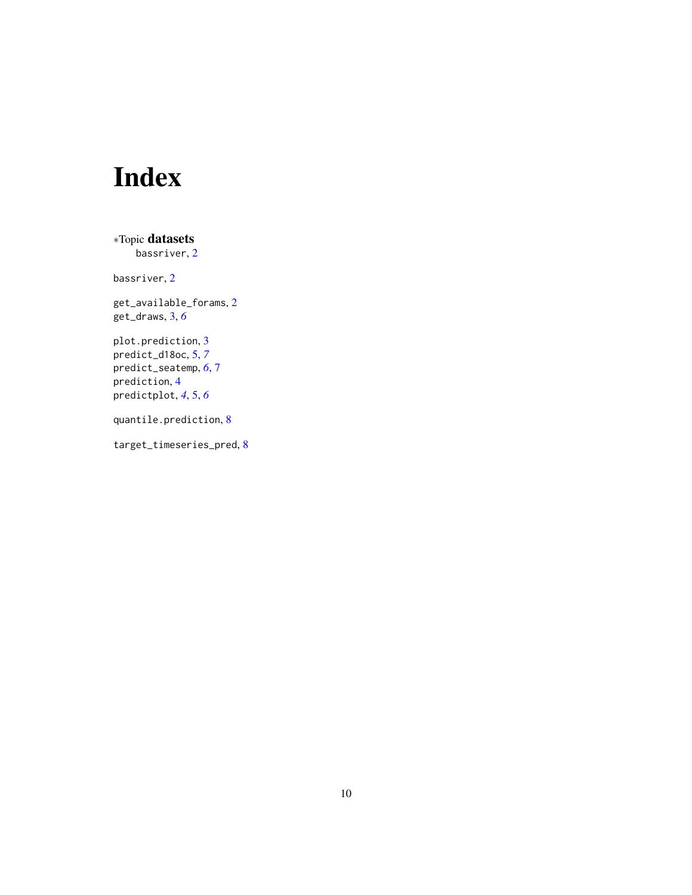# Index

∗Topic **datasets**
    bassriver, 2

bassriver, 2

get_available_forams, 2
get_draws, 3, *6*

plot.prediction, 3
predict_d18oc, 5, *7*
predict_seatemp, *6*, 7
prediction, 4
predictplot, *4*, 5, *6*

quantile.prediction, 8

target_timeseries_pred, 8